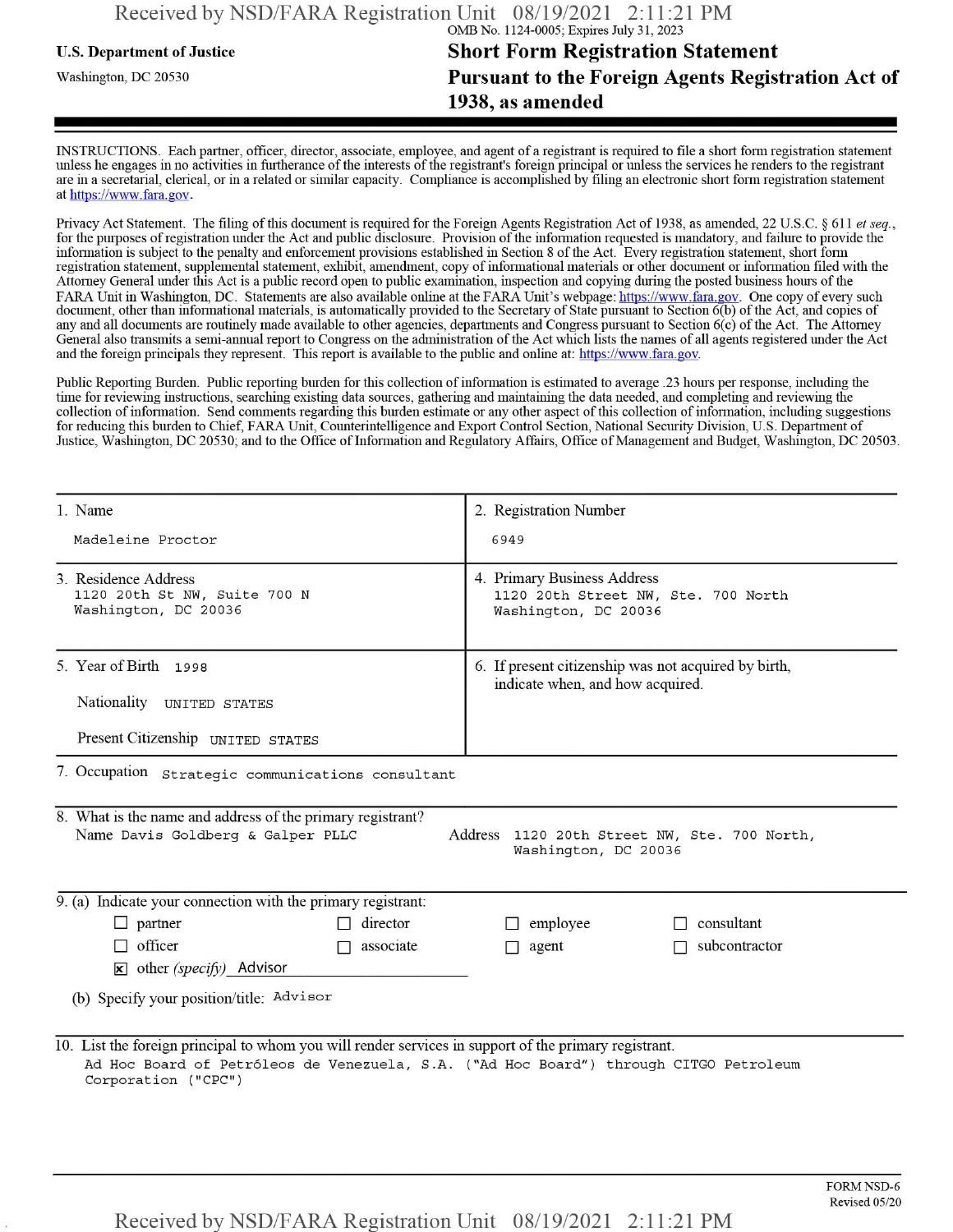OMB No. 1124-0005; Expires July 31, 2023

**U.S. Department of Justice**

Washington, DC 20530

# Short Form Registration Statement Pursuant to the Foreign Agents Registration Act of 1938, as amended

INSTRUCTIONS. Each partner, officer, director, associate, employee, and agent of a registrant is required to file a short form registration statement unless he engages in no activities in furtherance of the interests of the registrant's foreign principal or unless the services he renders to the registrant are in a secretarial, clerical, or in a related or similar capacity. Compliance is accomplished by filing an electronic short form registration statement at https://www.fara.gov.

Privacy Act Statement. The filing of this document is required for the Foreign Agents Registration Act of 1938, as amended, 22 U.S.C. § 611 *et seq.*, for the purposes of registration under the Act and public disclosure. Provision of the information requested is mandatory, and failure to provide the information is subject to the penalty and enforcement provisions established in Section 8 of the Act. Every registration statement, short form registration statement, supplemental statement, exhibit, amendment, copy of informational materials or other document or information filed with the Attorney General under this Act is a public record open to public examination, inspection and copying during the posted business hours of the FARA Unit in Washington, DC. Statements are also available online at the FARA Unit's webpage: https://www.fara.gov. One copy of every such document, other than informational materials, is automatically provided to the Secretary of State pursuant to Section 6(b) of the Act, and copies of any and all documents are routinely made available to other agencies, departments and Congress pursuant to Section 6(c) of the Act. The Attorney General also transmits a semi-annual report to Congress on the administration of the Act which lists the names of all agents registered under the Act and the foreign principals they represent. This report is available to the public and online at: https://www.fara.gov.

Public Reporting Burden. Public reporting burden for this collection of information is estimated to average .23 hours per response, including the time for reviewing instructions, searching existing data sources, gathering and maintaining the data needed, and completing and reviewing the collection of information. Send comments regarding this burden estimate or any other aspect of this collection of information, including suggestions for reducing this burden to Chief, FARA Unit, Counterintelligence and Export Control Section, National Security Division, U.S. Department of Justice, Washington, DC 20530; and to the Office of Information and Regulatory Affairs, Office of Management and Budget, Washington, DC 20503.

| 1. Name | 2. Registration Number |
|---|---|
| Madeleine Proctor | 6949 |
| 3. Residence Address<br>1120 20th St NW, Suite 700 N<br>Washington, DC 20036 | 4. Primary Business Address<br>1120 20th Street NW, Ste. 700 North<br>Washington, DC 20036 |
| 5. Year of Birth 1998<br>Nationality UNITED STATES<br>Present Citizenship UNITED STATES | 6. If present citizenship was not acquired by birth, indicate when, and how acquired. |

7. Occupation Strategic communications consultant

8. What is the name and address of the primary registrant?

Name Davis Goldberg & Galper PLLC

Address 1120 20th Street NW, Ste. 700 North, Washington, DC 20036

9. (a) Indicate your connection with the primary registrant:

- ☐ partner
- ☐ director
- ☐ employee
- ☐ consultant
- ☐ officer
- ☐ associate
- ☐ agent
- ☐ subcontractor
- ☒ other *(specify)* Advisor

(b) Specify your position/title: Advisor

10. List the foreign principal to whom you will render services in support of the primary registrant.

Ad Hoc Board of Petróleos de Venezuela, S.A. ("Ad Hoc Board") through CITGO Petroleum Corporation ("CPC")

FORM NSD-6
Revised 05/20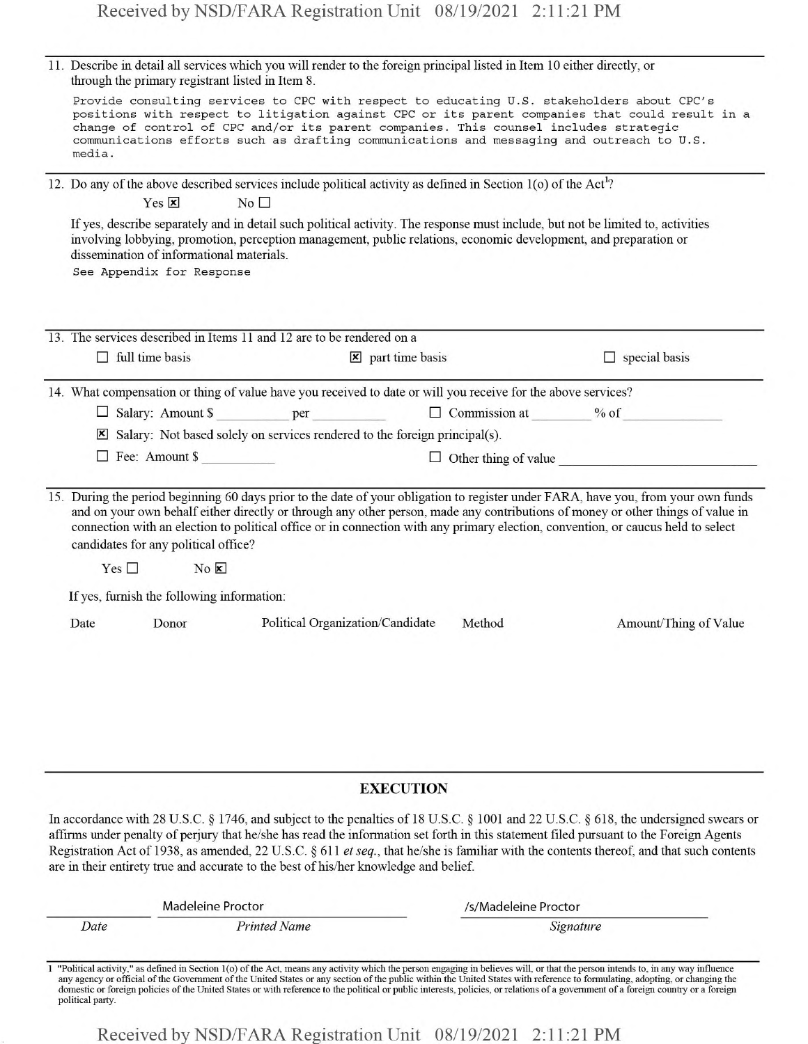11. Describe in detail all services which you will render to the foreign principal listed in Item 10 either directly, or through the primary registrant listed in Item 8.

Provide consulting services to CPC with respect to educating U.S. stakeholders about CPC's positions with respect to litigation against CPC or its parent companies that could result in a change of control of CPC and/or its parent companies. This counsel includes strategic communications efforts such as drafting communications and messaging and outreach to U.S. media.

12. Do any of the above described services include political activity as defined in Section 1(o) of the Act[1]?

Yes ☒ No ☐

If yes, describe separately and in detail such political activity. The response must include, but not be limited to, activities involving lobbying, promotion, perception management, public relations, economic development, and preparation or dissemination of informational materials.

See Appendix for Response

13. The services described in Items 11 and 12 are to be rendered on a

☐ full time basis ☒ part time basis ☐ special basis

14. What compensation or thing of value have you received to date or will you receive for the above services?

☐ Salary: Amount $ ________ per ________ ☐ Commission at ________ % of ________

☒ Salary: Not based solely on services rendered to the foreign principal(s).

☐ Fee: Amount $ ________ ☐ Other thing of value ________

15. During the period beginning 60 days prior to the date of your obligation to register under FARA, have you, from your own funds and on your own behalf either directly or through any other person, made any contributions of money or other things of value in connection with an election to political office or in connection with any primary election, convention, or caucus held to select candidates for any political office?

Yes ☐ No ☒

If yes, furnish the following information:

| Date | Donor | Political Organization/Candidate | Method | Amount/Thing of Value |
|---|---|---|---|---|

## EXECUTION

In accordance with 28 U.S.C. § 1746, and subject to the penalties of 18 U.S.C. § 1001 and 22 U.S.C. § 618, the undersigned swears or affirms under penalty of perjury that he/she has read the information set forth in this statement filed pursuant to the Foreign Agents Registration Act of 1938, as amended, 22 U.S.C. § 611 *et seq.*, that he/she is familiar with the contents thereof, and that such contents are in their entirety true and accurate to the best of his/her knowledge and belief.

| Date | Printed Name | Signature |
|---|---|---|
| | Madeleine Proctor | /s/Madeleine Proctor |

1 "Political activity," as defined in Section 1(o) of the Act, means any activity which the person engaging in believes will, or that the person intends to, in any way influence any agency or official of the Government of the United States or any section of the public within the United States with reference to formulating, adopting, or changing the domestic or foreign policies of the United States or with reference to the political or public interests, policies, or relations of a government of a foreign country or a foreign political party.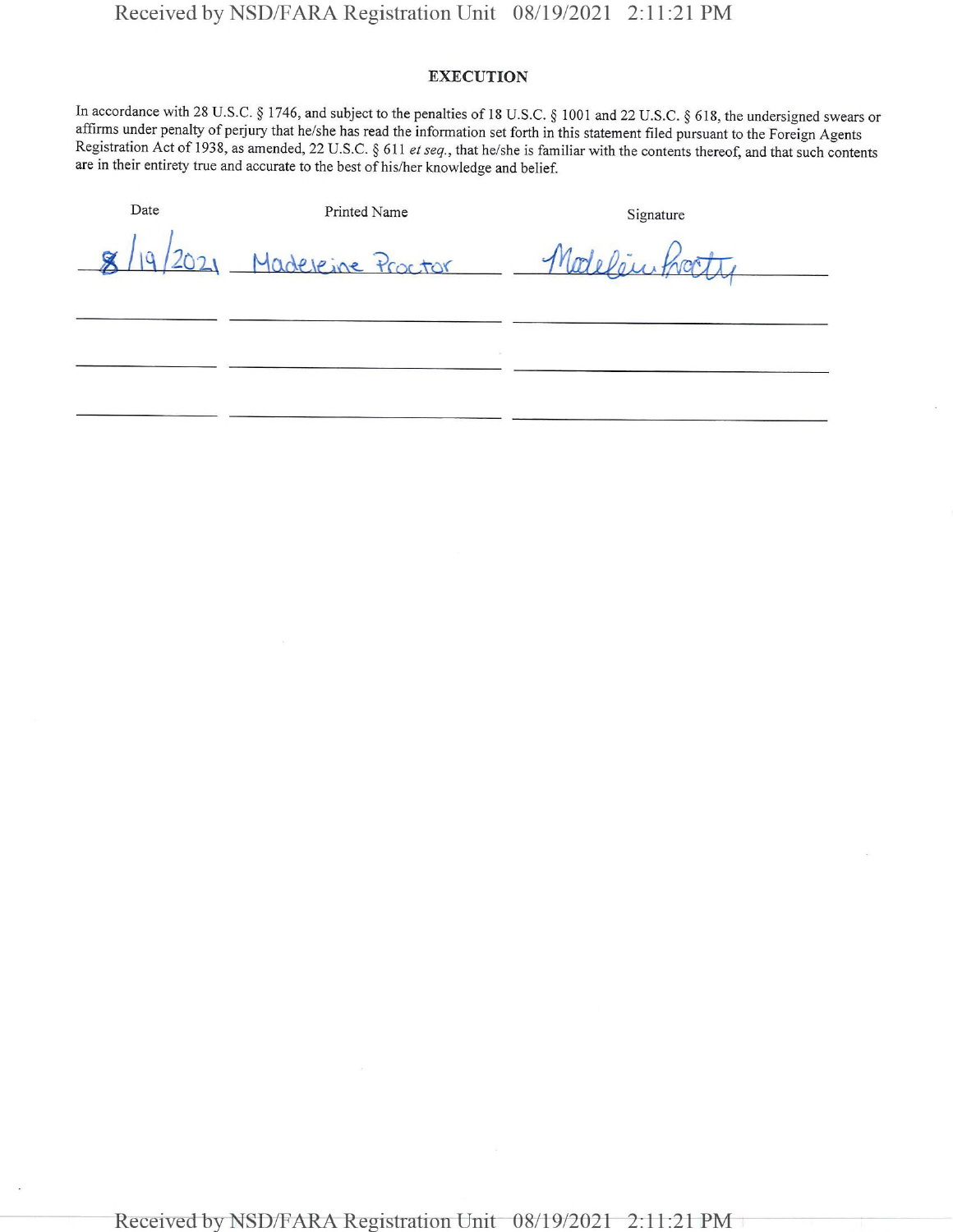## EXECUTION

In accordance with 28 U.S.C. § 1746, and subject to the penalties of 18 U.S.C. § 1001 and 22 U.S.C. § 618, the undersigned swears or affirms under penalty of perjury that he/she has read the information set forth in this statement filed pursuant to the Foreign Agents Registration Act of 1938, as amended, 22 U.S.C. § 611 *et seq.*, that he/she is familiar with the contents thereof, and that such contents are in their entirety true and accurate to the best of his/her knowledge and belief.

| Date | Printed Name | Signature |
|---|---|---|
| 8/19/2021 | Madeleine Proctor | Madeleine Proctor |
| | | |
| | | |
| | | |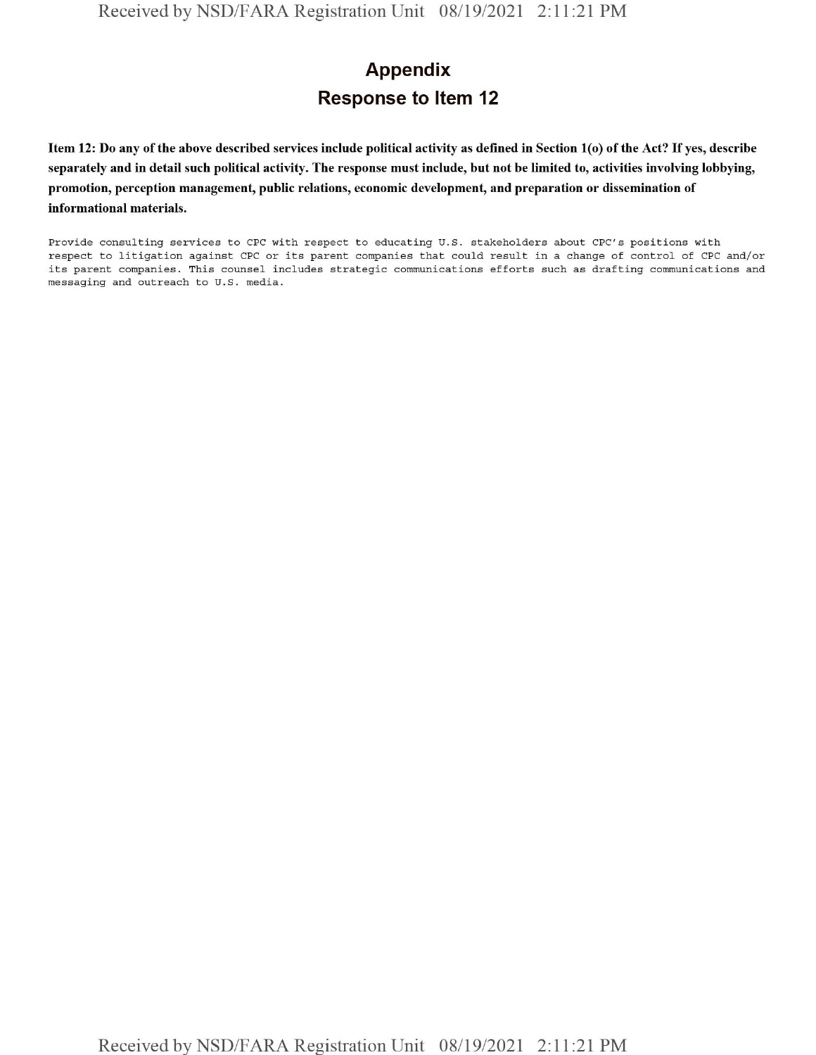# Appendix

## Response to Item 12

**Item 12: Do any of the above described services include political activity as defined in Section 1(o) of the Act? If yes, describe separately and in detail such political activity. The response must include, but not be limited to, activities involving lobbying, promotion, perception management, public relations, economic development, and preparation or dissemination of informational materials.**

Provide consulting services to CPC with respect to educating U.S. stakeholders about CPC's positions with respect to litigation against CPC or its parent companies that could result in a change of control of CPC and/or its parent companies. This counsel includes strategic communications efforts such as drafting communications and messaging and outreach to U.S. media.